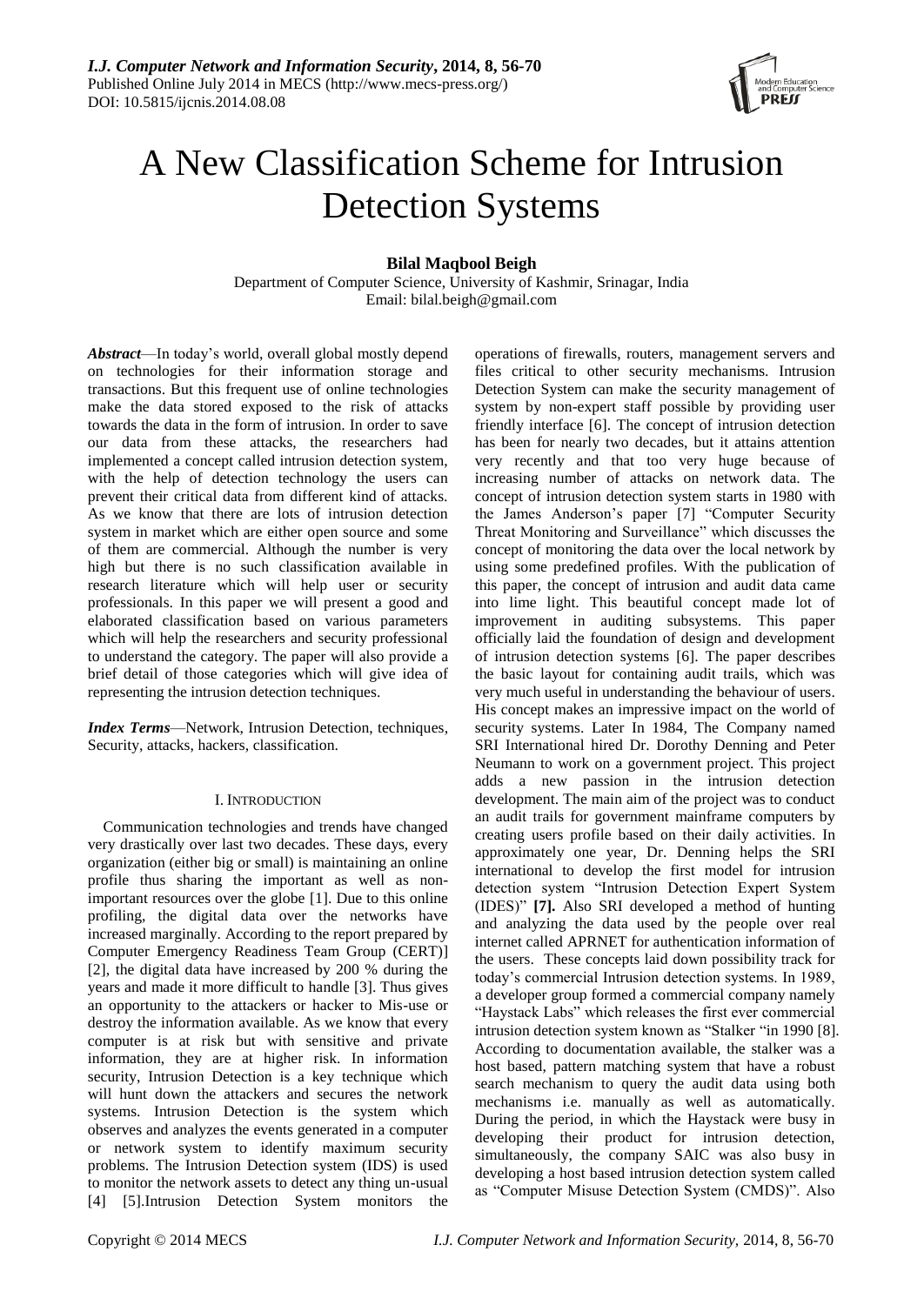# A New Classification Scheme for Intrusion Detection Systems

**Bilal Maqbool Beigh**

Department of Computer Science, University of Kashmir, Srinagar, India

Email: bilal.beigh@gmail.com

***Abstract***—In today's world, overall global mostly depend on technologies for their information storage and transactions. But this frequent use of online technologies make the data stored exposed to the risk of attacks towards the data in the form of intrusion. In order to save our data from these attacks, the researchers had implemented a concept called intrusion detection system, with the help of detection technology the users can prevent their critical data from different kind of attacks. As we know that there are lots of intrusion detection system in market which are either open source and some of them are commercial. Although the number is very high but there is no such classification available in research literature which will help user or security professionals. In this paper we will present a good and elaborated classification based on various parameters which will help the researchers and security professional to understand the category. The paper will also provide a brief detail of those categories which will give idea of representing the intrusion detection techniques.

***Index Terms***—Network, Intrusion Detection, techniques, Security, attacks, hackers, classification.

## I. Introduction

Communication technologies and trends have changed very drastically over last two decades. These days, every organization (either big or small) is maintaining an online profile thus sharing the important as well as non-important resources over the globe [1]. Due to this online profiling, the digital data over the networks have increased marginally. According to the report prepared by Computer Emergency Readiness Team Group (CERT)] [2], the digital data have increased by 200 % during the years and made it more difficult to handle [3]. Thus gives an opportunity to the attackers or hacker to Mis-use or destroy the information available. As we know that every computer is at risk but with sensitive and private information, they are at higher risk. In information security, Intrusion Detection is a key technique which will hunt down the attackers and secures the network systems. Intrusion Detection is the system which observes and analyzes the events generated in a computer or network system to identify maximum security problems. The Intrusion Detection system (IDS) is used to monitor the network assets to detect any thing un-usual [4] [5].Intrusion Detection System monitors the operations of firewalls, routers, management servers and files critical to other security mechanisms. Intrusion Detection System can make the security management of system by non-expert staff possible by providing user friendly interface [6]. The concept of intrusion detection has been for nearly two decades, but it attains attention very recently and that too very huge because of increasing number of attacks on network data. The concept of intrusion detection system starts in 1980 with the James Anderson's paper [7] "Computer Security Threat Monitoring and Surveillance" which discusses the concept of monitoring the data over the local network by using some predefined profiles. With the publication of this paper, the concept of intrusion and audit data came into lime light. This beautiful concept made lot of improvement in auditing subsystems. This paper officially laid the foundation of design and development of intrusion detection systems [6]. The paper describes the basic layout for containing audit trails, which was very much useful in understanding the behaviour of users. His concept makes an impressive impact on the world of security systems. Later In 1984, The Company named SRI International hired Dr. Dorothy Denning and Peter Neumann to work on a government project. This project adds a new passion in the intrusion detection development. The main aim of the project was to conduct an audit trails for government mainframe computers by creating users profile based on their daily activities. In approximately one year, Dr. Denning helps the SRI international to develop the first model for intrusion detection system "Intrusion Detection Expert System (IDES)" **[7].** Also SRI developed a method of hunting and analyzing the data used by the people over real internet called APRNET for authentication information of the users. These concepts laid down possibility track for today's commercial Intrusion detection systems. In 1989, a developer group formed a commercial company namely "Haystack Labs" which releases the first ever commercial intrusion detection system known as "Stalker "in 1990 [8]. According to documentation available, the stalker was a host based, pattern matching system that have a robust search mechanism to query the audit data using both mechanisms i.e. manually as well as automatically. During the period, in which the Haystack were busy in developing their product for intrusion detection, simultaneously, the company SAIC was also busy in developing a host based intrusion detection system called as "Computer Misuse Detection System (CMDS)". Also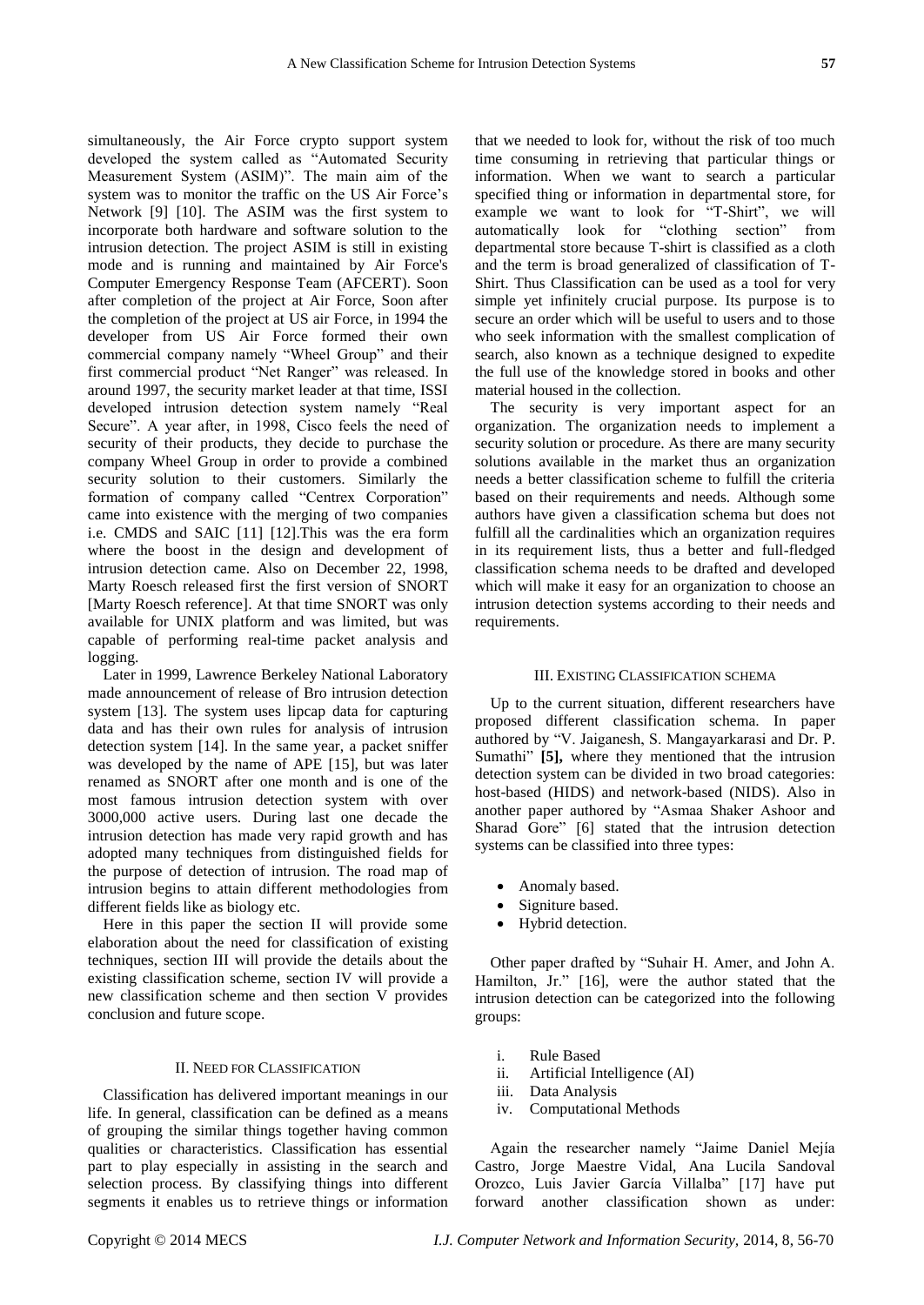simultaneously, the Air Force crypto support system developed the system called as "Automated Security Measurement System (ASIM)". The main aim of the system was to monitor the traffic on the US Air Force's Network [9] [10]. The ASIM was the first system to incorporate both hardware and software solution to the intrusion detection. The project ASIM is still in existing mode and is running and maintained by Air Force's Computer Emergency Response Team (AFCERT). Soon after completion of the project at Air Force, Soon after the completion of the project at US air Force, in 1994 the developer from US Air Force formed their own commercial company namely "Wheel Group" and their first commercial product "Net Ranger" was released. In around 1997, the security market leader at that time, ISSI developed intrusion detection system namely "Real Secure". A year after, in 1998, Cisco feels the need of security of their products, they decide to purchase the company Wheel Group in order to provide a combined security solution to their customers. Similarly the formation of company called "Centrex Corporation" came into existence with the merging of two companies i.e. CMDS and SAIC [11] [12].This was the era form where the boost in the design and development of intrusion detection came. Also on December 22, 1998, Marty Roesch released first the first version of SNORT [Marty Roesch reference]. At that time SNORT was only available for UNIX platform and was limited, but was capable of performing real-time packet analysis and logging.

Later in 1999, Lawrence Berkeley National Laboratory made announcement of release of Bro intrusion detection system [13]. The system uses lipcap data for capturing data and has their own rules for analysis of intrusion detection system [14]. In the same year, a packet sniffer was developed by the name of APE [15], but was later renamed as SNORT after one month and is one of the most famous intrusion detection system with over 3000,000 active users. During last one decade the intrusion detection has made very rapid growth and has adopted many techniques from distinguished fields for the purpose of detection of intrusion. The road map of intrusion begins to attain different methodologies from different fields like as biology etc.

Here in this paper the section II will provide some elaboration about the need for classification of existing techniques, section III will provide the details about the existing classification scheme, section IV will provide a new classification scheme and then section V provides conclusion and future scope.

## II. Need for Classification

Classification has delivered important meanings in our life. In general, classification can be defined as a means of grouping the similar things together having common qualities or characteristics. Classification has essential part to play especially in assisting in the search and selection process. By classifying things into different segments it enables us to retrieve things or information that we needed to look for, without the risk of too much time consuming in retrieving that particular things or information. When we want to search a particular specified thing or information in departmental store, for example we want to look for "T-Shirt", we will automatically look for "clothing section" from departmental store because T-shirt is classified as a cloth and the term is broad generalized of classification of T-Shirt. Thus Classification can be used as a tool for very simple yet infinitely crucial purpose. Its purpose is to secure an order which will be useful to users and to those who seek information with the smallest complication of search, also known as a technique designed to expedite the full use of the knowledge stored in books and other material housed in the collection.

The security is very important aspect for an organization. The organization needs to implement a security solution or procedure. As there are many security solutions available in the market thus an organization needs a better classification scheme to fulfill the criteria based on their requirements and needs. Although some authors have given a classification schema but does not fulfill all the cardinalities which an organization requires in its requirement lists, thus a better and full-fledged classification schema needs to be drafted and developed which will make it easy for an organization to choose an intrusion detection systems according to their needs and requirements.

## III. Existing Classification Schema

Up to the current situation, different researchers have proposed different classification schema. In paper authored by "V. Jaiganesh, S. Mangayarkarasi and Dr. P. Sumathi" **[5],** where they mentioned that the intrusion detection system can be divided in two broad categories: host-based (HIDS) and network-based (NIDS). Also in another paper authored by "Asmaa Shaker Ashoor and Sharad Gore" [6] stated that the intrusion detection systems can be classified into three types:

- Anomaly based.
- Signiture based.
- Hybrid detection.

Other paper drafted by "Suhair H. Amer, and John A. Hamilton, Jr." [16], were the author stated that the intrusion detection can be categorized into the following groups:

i. Rule Based
ii. Artificial Intelligence (AI)
iii. Data Analysis
iv. Computational Methods

Again the researcher namely "Jaime Daniel Mejía Castro, Jorge Maestre Vidal, Ana Lucila Sandoval Orozco, Luis Javier García Villalba" [17] have put forward another classification shown as under: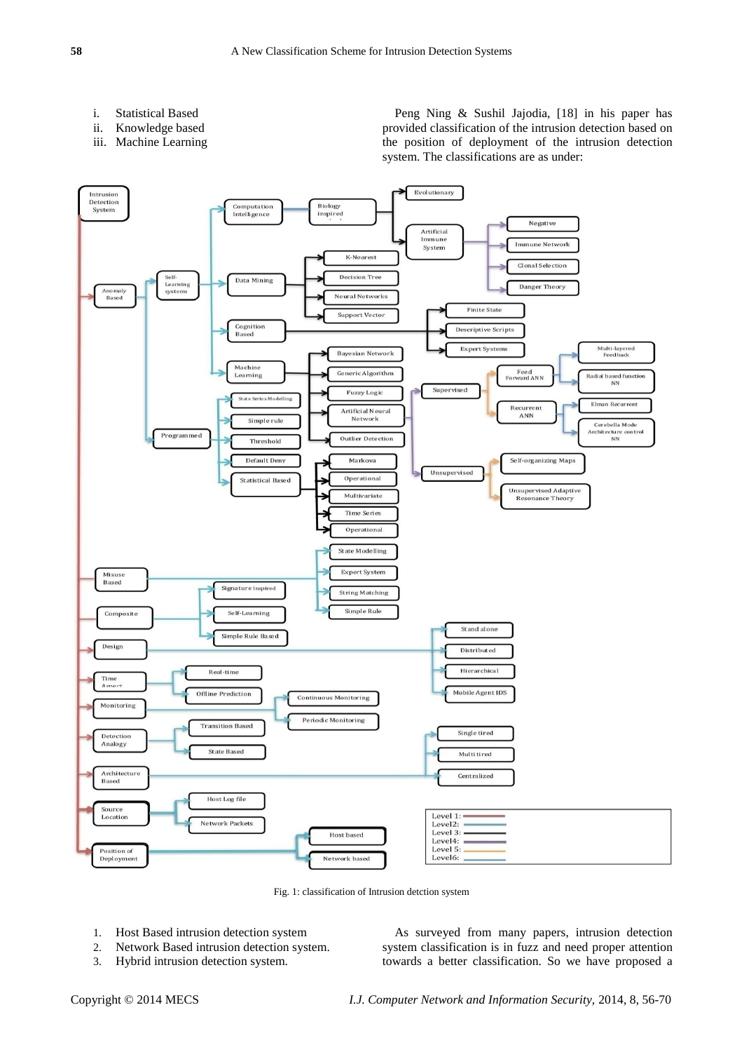i. Statistical Based
ii. Knowledge based
iii. Machine Learning

Peng Ning & Sushil Jajodia, [18] in his paper has provided classification of the intrusion detection based on the position of deployment of the intrusion detection system. The classifications are as under:

Fig. 1: classification of Intrusion detction system

1. Host Based intrusion detection system
2. Network Based intrusion detection system.
3. Hybrid intrusion detection system.

As surveyed from many papers, intrusion detection system classification is in fuzz and need proper attention towards a better classification. So we have proposed a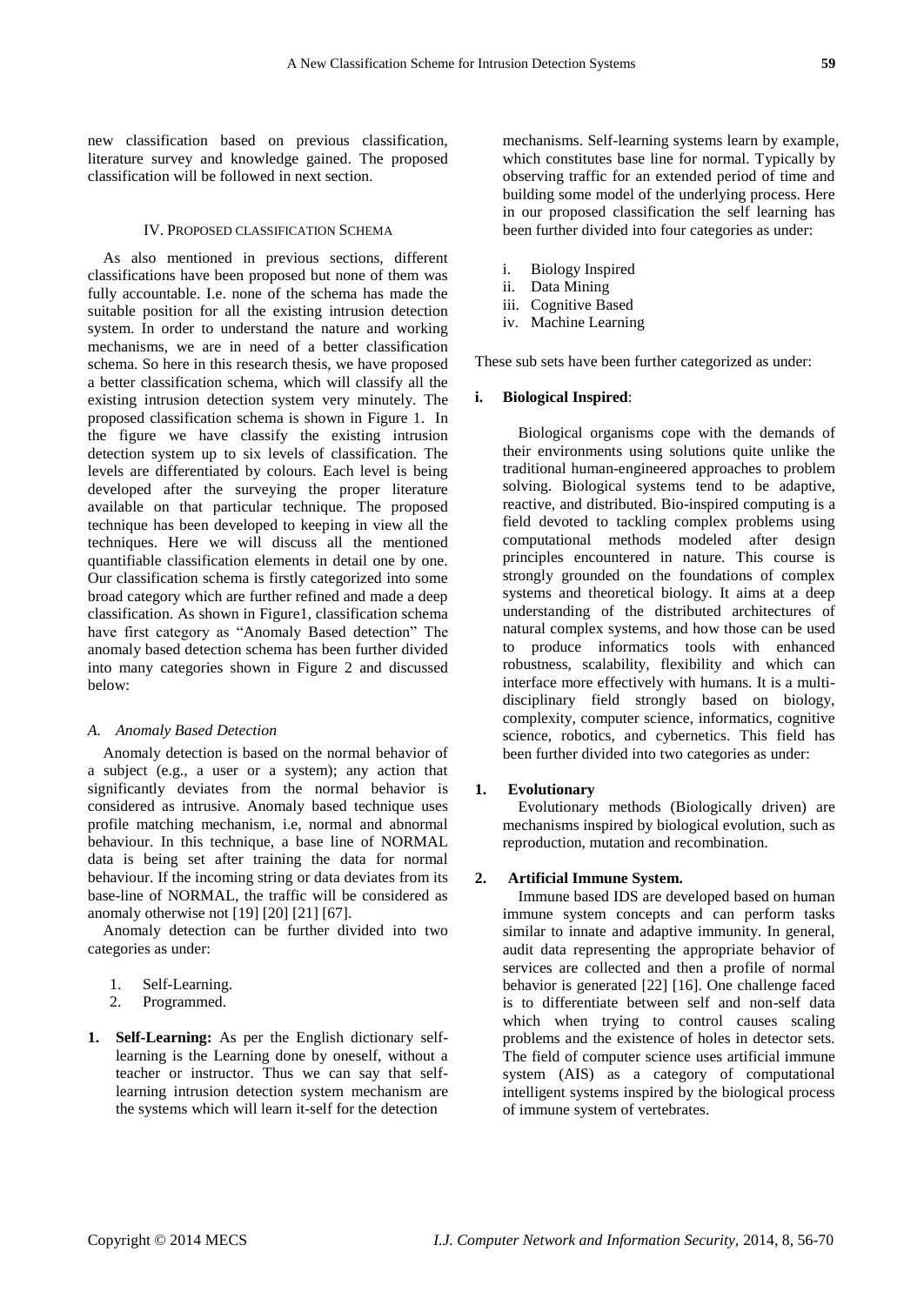new classification based on previous classification, literature survey and knowledge gained. The proposed classification will be followed in next section.

## IV. Proposed Classification Schema

As also mentioned in previous sections, different classifications have been proposed but none of them was fully accountable. I.e. none of the schema has made the suitable position for all the existing intrusion detection system. In order to understand the nature and working mechanisms, we are in need of a better classification schema. So here in this research thesis, we have proposed a better classification schema, which will classify all the existing intrusion detection system very minutely. The proposed classification schema is shown in Figure 1. In the figure we have classify the existing intrusion detection system up to six levels of classification. The levels are differentiated by colours. Each level is being developed after the surveying the proper literature available on that particular technique. The proposed technique has been developed to keeping in view all the techniques. Here we will discuss all the mentioned quantifiable classification elements in detail one by one. Our classification schema is firstly categorized into some broad category which are further refined and made a deep classification. As shown in Figure1, classification schema have first category as "Anomaly Based detection" The anomaly based detection schema has been further divided into many categories shown in Figure 2 and discussed below:

### *A. Anomaly Based Detection*

Anomaly detection is based on the normal behavior of a subject (e.g., a user or a system); any action that significantly deviates from the normal behavior is considered as intrusive. Anomaly based technique uses profile matching mechanism, i.e, normal and abnormal behaviour. In this technique, a base line of NORMAL data is being set after training the data for normal behaviour. If the incoming string or data deviates from its base-line of NORMAL, the traffic will be considered as anomaly otherwise not [19] [20] [21] [67].

Anomaly detection can be further divided into two categories as under:

1. Self-Learning.
2. Programmed.

**1. Self-Learning:** As per the English dictionary self-learning is the Learning done by oneself, without a teacher or instructor. Thus we can say that self-learning intrusion detection system mechanism are the systems which will learn it-self for the detection mechanisms. Self-learning systems learn by example, which constitutes base line for normal. Typically by observing traffic for an extended period of time and building some model of the underlying process. Here in our proposed classification the self learning has been further divided into four categories as under:

i. Biology Inspired
ii. Data Mining
iii. Cognitive Based
iv. Machine Learning

These sub sets have been further categorized as under:

**i. Biological Inspired**:

Biological organisms cope with the demands of their environments using solutions quite unlike the traditional human-engineered approaches to problem solving. Biological systems tend to be adaptive, reactive, and distributed. Bio-inspired computing is a field devoted to tackling complex problems using computational methods modeled after design principles encountered in nature. This course is strongly grounded on the foundations of complex systems and theoretical biology. It aims at a deep understanding of the distributed architectures of natural complex systems, and how those can be used to produce informatics tools with enhanced robustness, scalability, flexibility and which can interface more effectively with humans. It is a multi-disciplinary field strongly based on biology, complexity, computer science, informatics, cognitive science, robotics, and cybernetics. This field has been further divided into two categories as under:

**1. Evolutionary**

Evolutionary methods (Biologically driven) are mechanisms inspired by biological evolution, such as reproduction, mutation and recombination.

**2. Artificial Immune System.**

Immune based IDS are developed based on human immune system concepts and can perform tasks similar to innate and adaptive immunity. In general, audit data representing the appropriate behavior of services are collected and then a profile of normal behavior is generated [22] [16]. One challenge faced is to differentiate between self and non-self data which when trying to control causes scaling problems and the existence of holes in detector sets. The field of computer science uses artificial immune system (AIS) as a category of computational intelligent systems inspired by the biological process of immune system of vertebrates.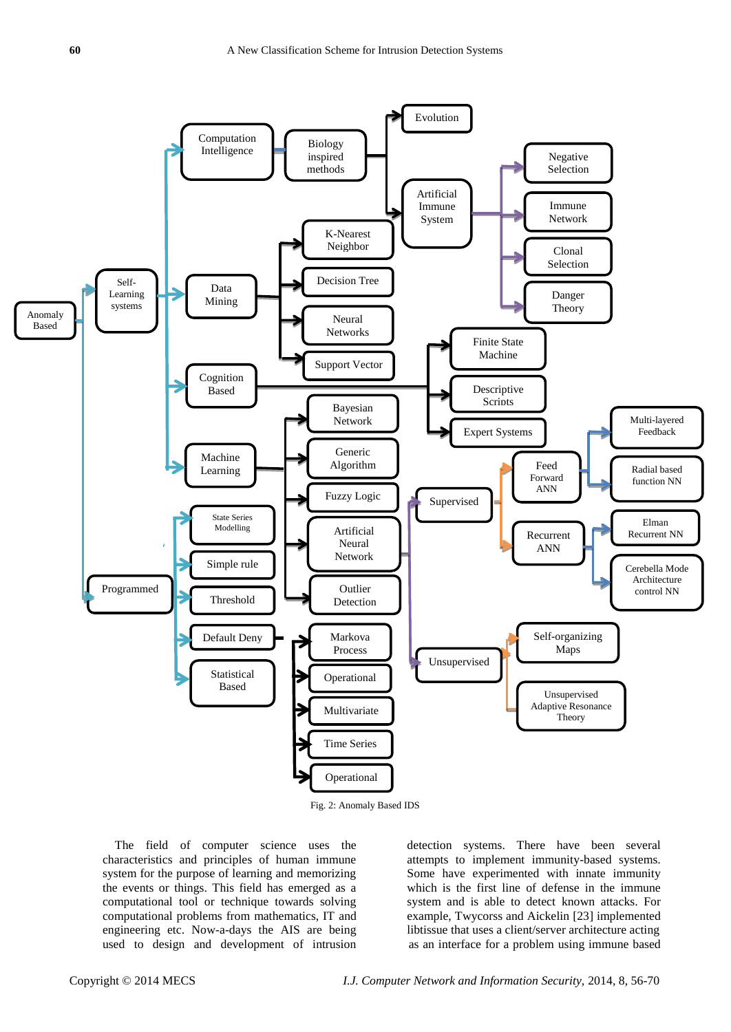- Anomaly Based
  - Self-Learning systems
    - Computation Intelligence
      - Biology inspired methods
        - Evolution
        - Artificial Immune System
          - Negative Selection
          - Immune Network
          - Clonal Selection
          - Danger Theory
    - Data Mining
      - K-Nearest Neighbor
      - Decision Tree
      - Neural Networks
      - Support Vector
    - Cognition Based
      - Finite State Machine
      - Descriptive Scripts
      - Expert Systems
    - Machine Learning
      - Bayesian Network
      - Generic Algorithm
      - Fuzzy Logic
      - Artificial Neural Network
        - Supervised
          - Feed Forward ANN
            - Multi-layered Feedback
            - Radial based function NN
          - Recurrent ANN
            - Elman Recurrent NN
            - Cerebella Mode Architecture control NN
        - Unsupervised
          - Self-organizing Maps
          - Unsupervised Adaptive Resonance Theory
      - Outlier Detection
  - Programmed
    - State Series Modelling
    - Simple rule
    - Threshold
    - Default Deny
      - Markova Process
      - Operational
      - Multivariate
      - Time Series
      - Operational
    - Statistical Based

Fig. 2: Anomaly Based IDS

The field of computer science uses the characteristics and principles of human immune system for the purpose of learning and memorizing the events or things. This field has emerged as a computational tool or technique towards solving computational problems from mathematics, IT and engineering etc. Now-a-days the AIS are being used to design and development of intrusion detection systems. There have been several attempts to implement immunity-based systems. Some have experimented with innate immunity which is the first line of defense in the immune system and is able to detect known attacks. For example, Twycorss and Aickelin [23] implemented libtissue that uses a client/server architecture acting as an interface for a problem using immune based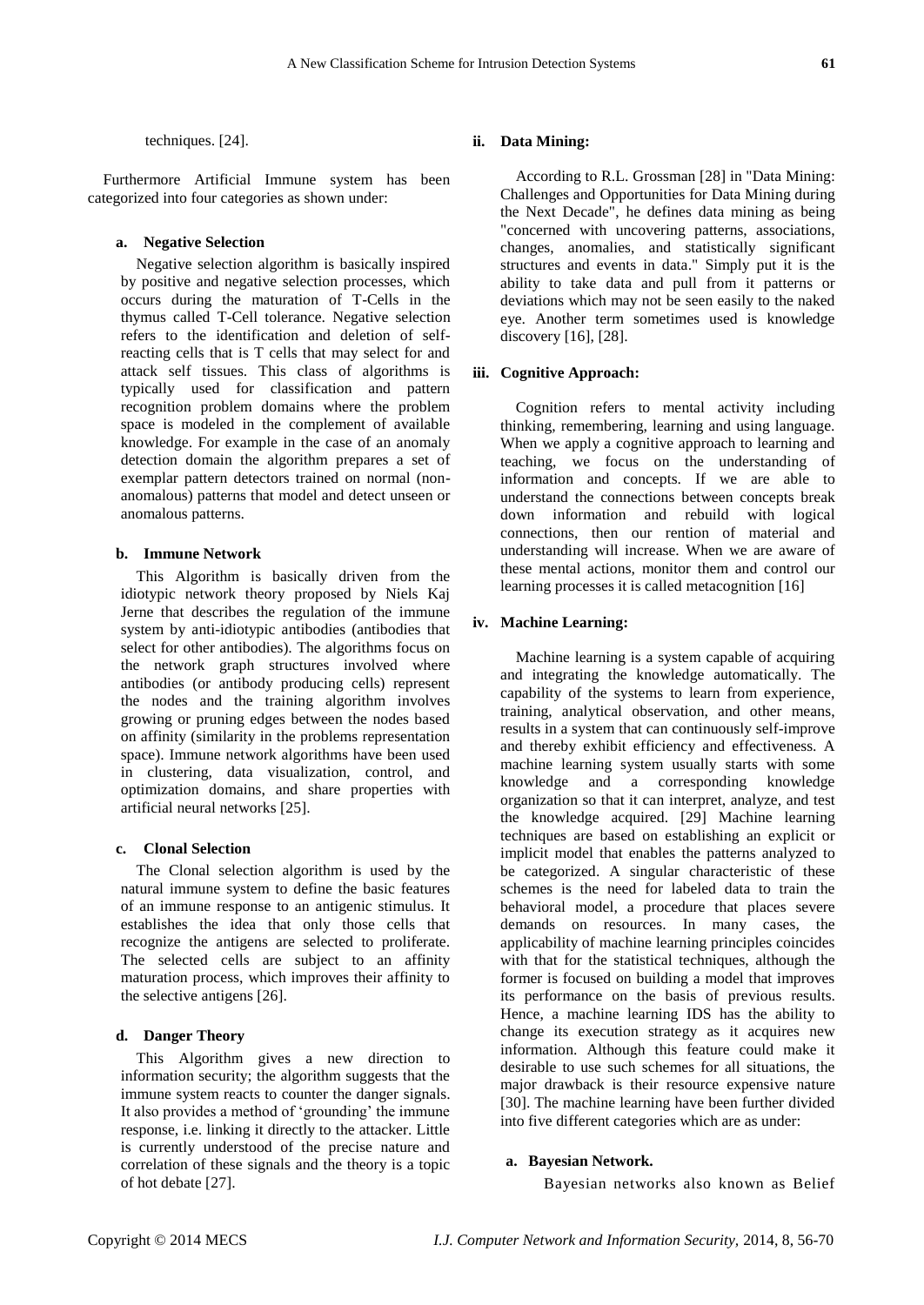techniques. [24].

Furthermore Artificial Immune system has been categorized into four categories as shown under:

#### a. Negative Selection

Negative selection algorithm is basically inspired by positive and negative selection processes, which occurs during the maturation of T-Cells in the thymus called T-Cell tolerance. Negative selection refers to the identification and deletion of self-reacting cells that is T cells that may select for and attack self tissues. This class of algorithms is typically used for classification and pattern recognition problem domains where the problem space is modeled in the complement of available knowledge. For example in the case of an anomaly detection domain the algorithm prepares a set of exemplar pattern detectors trained on normal (non-anomalous) patterns that model and detect unseen or anomalous patterns.

#### b. Immune Network

This Algorithm is basically driven from the idiotypic network theory proposed by Niels Kaj Jerne that describes the regulation of the immune system by anti-idiotypic antibodies (antibodies that select for other antibodies). The algorithms focus on the network graph structures involved where antibodies (or antibody producing cells) represent the nodes and the training algorithm involves growing or pruning edges between the nodes based on affinity (similarity in the problems representation space). Immune network algorithms have been used in clustering, data visualization, control, and optimization domains, and share properties with artificial neural networks [25].

#### c. Clonal Selection

The Clonal selection algorithm is used by the natural immune system to define the basic features of an immune response to an antigenic stimulus. It establishes the idea that only those cells that recognize the antigens are selected to proliferate. The selected cells are subject to an affinity maturation process, which improves their affinity to the selective antigens [26].

#### d. Danger Theory

This Algorithm gives a new direction to information security; the algorithm suggests that the immune system reacts to counter the danger signals. It also provides a method of 'grounding' the immune response, i.e. linking it directly to the attacker. Little is currently understood of the precise nature and correlation of these signals and the theory is a topic of hot debate [27].

### ii. Data Mining:

According to R.L. Grossman [28] in "Data Mining: Challenges and Opportunities for Data Mining during the Next Decade", he defines data mining as being "concerned with uncovering patterns, associations, changes, anomalies, and statistically significant structures and events in data." Simply put it is the ability to take data and pull from it patterns or deviations which may not be seen easily to the naked eye. Another term sometimes used is knowledge discovery [16], [28].

### iii. Cognitive Approach:

Cognition refers to mental activity including thinking, remembering, learning and using language. When we apply a cognitive approach to learning and teaching, we focus on the understanding of information and concepts. If we are able to understand the connections between concepts break down information and rebuild with logical connections, then our rention of material and understanding will increase. When we are aware of these mental actions, monitor them and control our learning processes it is called metacognition [16]

### iv. Machine Learning:

Machine learning is a system capable of acquiring and integrating the knowledge automatically. The capability of the systems to learn from experience, training, analytical observation, and other means, results in a system that can continuously self-improve and thereby exhibit efficiency and effectiveness. A machine learning system usually starts with some knowledge and a corresponding knowledge organization so that it can interpret, analyze, and test the knowledge acquired. [29] Machine learning techniques are based on establishing an explicit or implicit model that enables the patterns analyzed to be categorized. A singular characteristic of these schemes is the need for labeled data to train the behavioral model, a procedure that places severe demands on resources. In many cases, the applicability of machine learning principles coincides with that for the statistical techniques, although the former is focused on building a model that improves its performance on the basis of previous results. Hence, a machine learning IDS has the ability to change its execution strategy as it acquires new information. Although this feature could make it desirable to use such schemes for all situations, the major drawback is their resource expensive nature [30]. The machine learning have been further divided into five different categories which are as under:

#### a. Bayesian Network.

Bayesian networks also known as Belief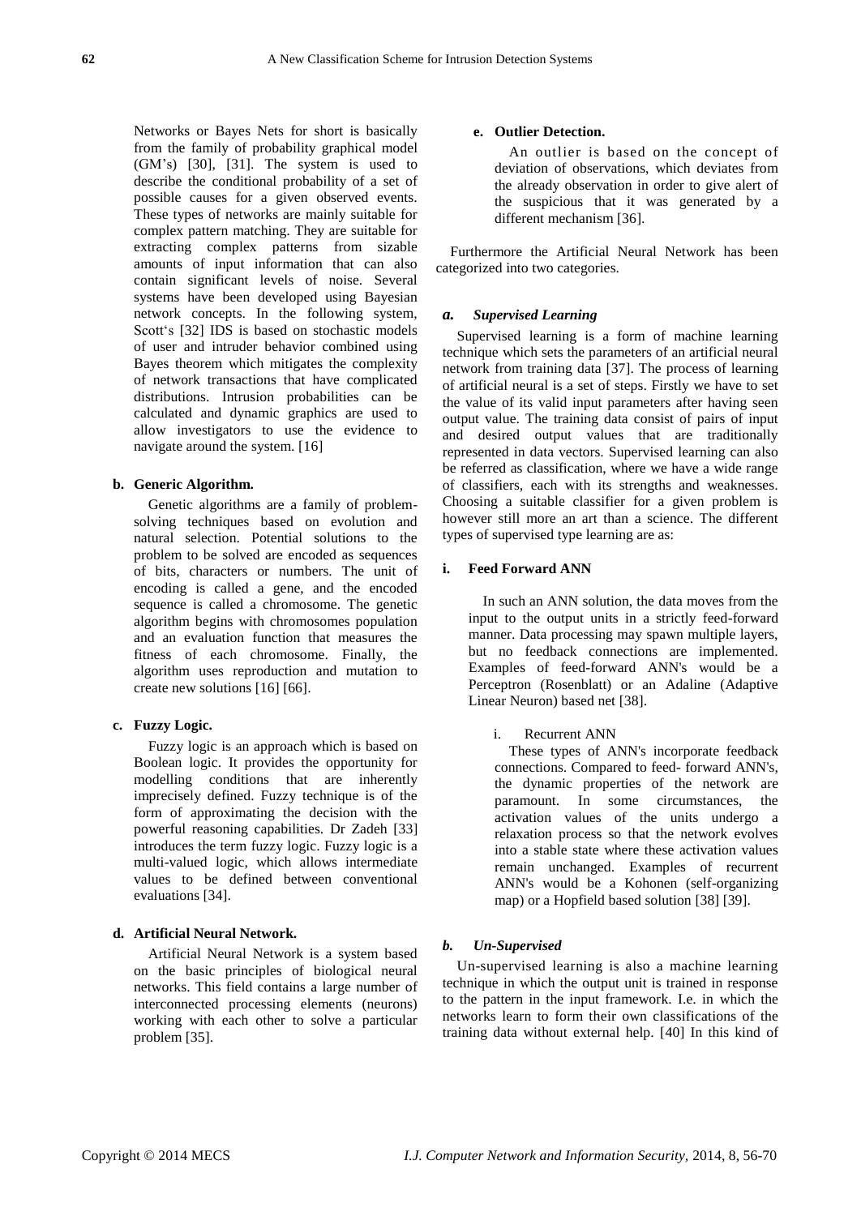Networks or Bayes Nets for short is basically from the family of probability graphical model (GM's) [30], [31]. The system is used to describe the conditional probability of a set of possible causes for a given observed events. These types of networks are mainly suitable for complex pattern matching. They are suitable for extracting complex patterns from sizable amounts of input information that can also contain significant levels of noise. Several systems have been developed using Bayesian network concepts. In the following system, Scott's [32] IDS is based on stochastic models of user and intruder behavior combined using Bayes theorem which mitigates the complexity of network transactions that have complicated distributions. Intrusion probabilities can be calculated and dynamic graphics are used to allow investigators to use the evidence to navigate around the system. [16]

**b. Generic Algorithm.**

Genetic algorithms are a family of problem-solving techniques based on evolution and natural selection. Potential solutions to the problem to be solved are encoded as sequences of bits, characters or numbers. The unit of encoding is called a gene, and the encoded sequence is called a chromosome. The genetic algorithm begins with chromosomes population and an evaluation function that measures the fitness of each chromosome. Finally, the algorithm uses reproduction and mutation to create new solutions [16] [66].

**c. Fuzzy Logic.**

Fuzzy logic is an approach which is based on Boolean logic. It provides the opportunity for modelling conditions that are inherently imprecisely defined. Fuzzy technique is of the form of approximating the decision with the powerful reasoning capabilities. Dr Zadeh [33] introduces the term fuzzy logic. Fuzzy logic is a multi-valued logic, which allows intermediate values to be defined between conventional evaluations [34].

**d. Artificial Neural Network.**

Artificial Neural Network is a system based on the basic principles of biological neural networks. This field contains a large number of interconnected processing elements (neurons) working with each other to solve a particular problem [35].

**e. Outlier Detection.**

An outlier is based on the concept of deviation of observations, which deviates from the already observation in order to give alert of the suspicious that it was generated by a different mechanism [36].

Furthermore the Artificial Neural Network has been categorized into two categories.

### *a. Supervised Learning*

Supervised learning is a form of machine learning technique which sets the parameters of an artificial neural network from training data [37]. The process of learning of artificial neural is a set of steps. Firstly we have to set the value of its valid input parameters after having seen output value. The training data consist of pairs of input and desired output values that are traditionally represented in data vectors. Supervised learning can also be referred as classification, where we have a wide range of classifiers, each with its strengths and weaknesses. Choosing a suitable classifier for a given problem is however still more an art than a science. The different types of supervised type learning are as:

**i. Feed Forward ANN**

In such an ANN solution, the data moves from the input to the output units in a strictly feed-forward manner. Data processing may spawn multiple layers, but no feedback connections are implemented. Examples of feed-forward ANN's would be a Perceptron (Rosenblatt) or an Adaline (Adaptive Linear Neuron) based net [38].

i. Recurrent ANN

These types of ANN's incorporate feedback connections. Compared to feed- forward ANN's, the dynamic properties of the network are paramount. In some circumstances, the activation values of the units undergo a relaxation process so that the network evolves into a stable state where these activation values remain unchanged. Examples of recurrent ANN's would be a Kohonen (self-organizing map) or a Hopfield based solution [38] [39].

### *b. Un-Supervised*

Un-supervised learning is also a machine learning technique in which the output unit is trained in response to the pattern in the input framework. I.e. in which the networks learn to form their own classifications of the training data without external help. [40] In this kind of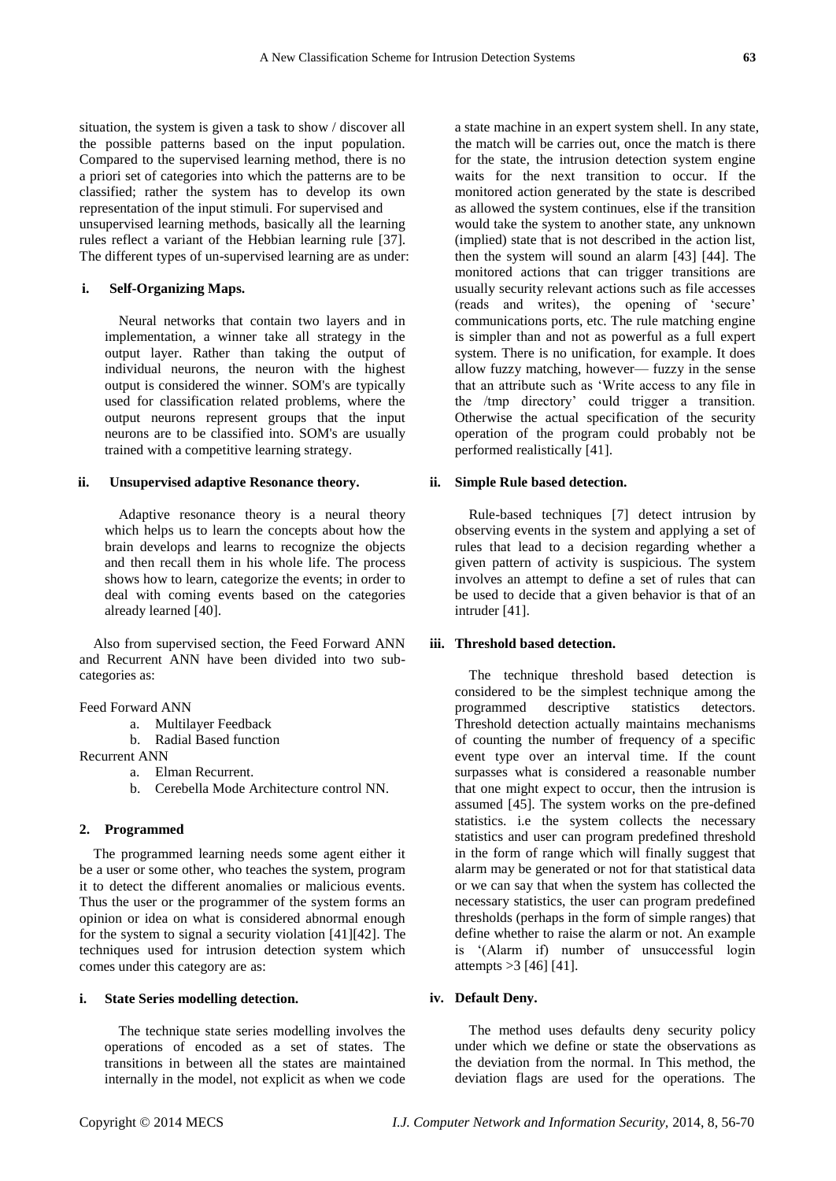situation, the system is given a task to show / discover all the possible patterns based on the input population. Compared to the supervised learning method, there is no a priori set of categories into which the patterns are to be classified; rather the system has to develop its own representation of the input stimuli. For supervised and unsupervised learning methods, basically all the learning rules reflect a variant of the Hebbian learning rule [37]. The different types of un-supervised learning are as under:

**i. Self-Organizing Maps.**

Neural networks that contain two layers and in implementation, a winner take all strategy in the output layer. Rather than taking the output of individual neurons, the neuron with the highest output is considered the winner. SOM's are typically used for classification related problems, where the output neurons represent groups that the input neurons are to be classified into. SOM's are usually trained with a competitive learning strategy.

**ii. Unsupervised adaptive Resonance theory.**

Adaptive resonance theory is a neural theory which helps us to learn the concepts about how the brain develops and learns to recognize the objects and then recall them in his whole life. The process shows how to learn, categorize the events; in order to deal with coming events based on the categories already learned [40].

Also from supervised section, the Feed Forward ANN and Recurrent ANN have been divided into two sub-categories as:

Feed Forward ANN

a. Multilayer Feedback
b. Radial Based function

Recurrent ANN

a. Elman Recurrent.
b. Cerebella Mode Architecture control NN.

**2. Programmed**

The programmed learning needs some agent either it be a user or some other, who teaches the system, program it to detect the different anomalies or malicious events. Thus the user or the programmer of the system forms an opinion or idea on what is considered abnormal enough for the system to signal a security violation [41][42]. The techniques used for intrusion detection system which comes under this category are as:

**i. State Series modelling detection.**

The technique state series modelling involves the operations of encoded as a set of states. The transitions in between all the states are maintained internally in the model, not explicit as when we code a state machine in an expert system shell. In any state, the match will be carries out, once the match is there for the state, the intrusion detection system engine waits for the next transition to occur. If the monitored action generated by the state is described as allowed the system continues, else if the transition would take the system to another state, any unknown (implied) state that is not described in the action list, then the system will sound an alarm [43] [44]. The monitored actions that can trigger transitions are usually security relevant actions such as file accesses (reads and writes), the opening of 'secure' communications ports, etc. The rule matching engine is simpler than and not as powerful as a full expert system. There is no unification, for example. It does allow fuzzy matching, however— fuzzy in the sense that an attribute such as 'Write access to any file in the /tmp directory' could trigger a transition. Otherwise the actual specification of the security operation of the program could probably not be performed realistically [41].

**ii. Simple Rule based detection.**

Rule-based techniques [7] detect intrusion by observing events in the system and applying a set of rules that lead to a decision regarding whether a given pattern of activity is suspicious. The system involves an attempt to define a set of rules that can be used to decide that a given behavior is that of an intruder [41].

**iii. Threshold based detection.**

The technique threshold based detection is considered to be the simplest technique among the programmed descriptive statistics detectors. Threshold detection actually maintains mechanisms of counting the number of frequency of a specific event type over an interval time. If the count surpasses what is considered a reasonable number that one might expect to occur, then the intrusion is assumed [45]. The system works on the pre-defined statistics. i.e the system collects the necessary statistics and user can program predefined threshold in the form of range which will finally suggest that alarm may be generated or not for that statistical data or we can say that when the system has collected the necessary statistics, the user can program predefined thresholds (perhaps in the form of simple ranges) that define whether to raise the alarm or not. An example is '(Alarm if) number of unsuccessful login attempts >3 [46] [41].

**iv. Default Deny.**

The method uses defaults deny security policy under which we define or state the observations as the deviation from the normal. In This method, the deviation flags are used for the operations. The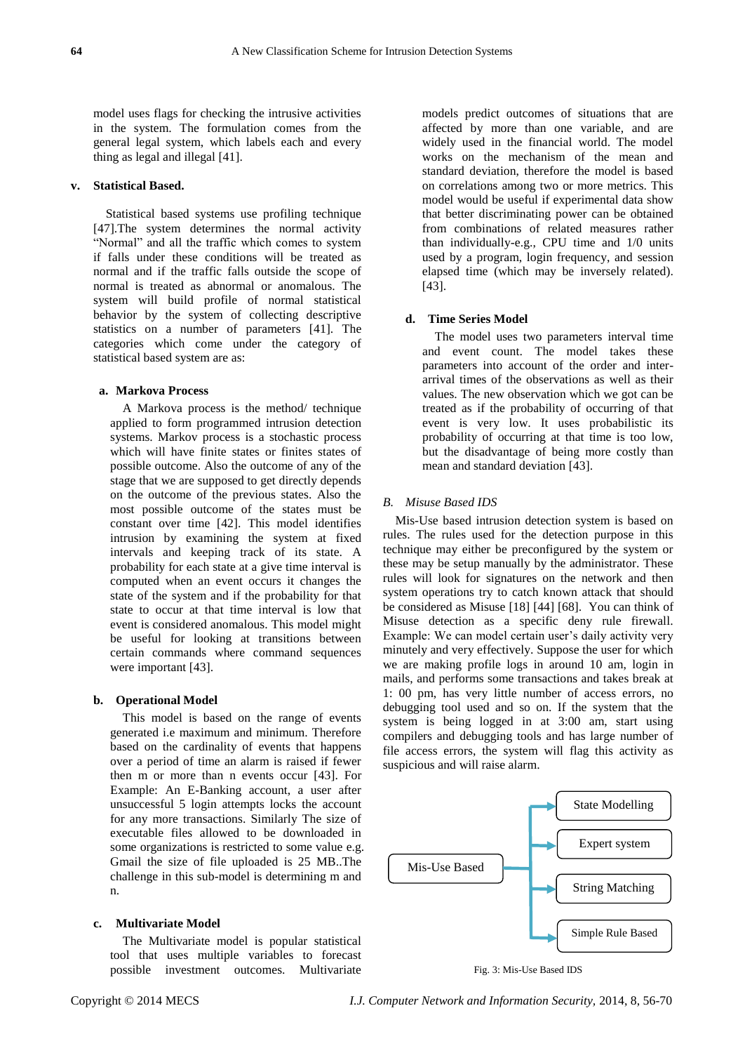model uses flags for checking the intrusive activities in the system. The formulation comes from the general legal system, which labels each and every thing as legal and illegal [41].

### v. Statistical Based.

Statistical based systems use profiling technique [47].The system determines the normal activity "Normal" and all the traffic which comes to system if falls under these conditions will be treated as normal and if the traffic falls outside the scope of normal is treated as abnormal or anomalous. The system will build profile of normal statistical behavior by the system of collecting descriptive statistics on a number of parameters [41]. The categories which come under the category of statistical based system are as:

#### a. Markova Process

A Markova process is the method/ technique applied to form programmed intrusion detection systems. Markov process is a stochastic process which will have finite states or finites states of possible outcome. Also the outcome of any of the stage that we are supposed to get directly depends on the outcome of the previous states. Also the most possible outcome of the states must be constant over time [42]. This model identifies intrusion by examining the system at fixed intervals and keeping track of its state. A probability for each state at a give time interval is computed when an event occurs it changes the state of the system and if the probability for that state to occur at that time interval is low that event is considered anomalous. This model might be useful for looking at transitions between certain commands where command sequences were important [43].

#### b. Operational Model

This model is based on the range of events generated i.e maximum and minimum. Therefore based on the cardinality of events that happens over a period of time an alarm is raised if fewer then m or more than n events occur [43]. For Example: An E-Banking account, a user after unsuccessful 5 login attempts locks the account for any more transactions. Similarly The size of executable files allowed to be downloaded in some organizations is restricted to some value e.g. Gmail the size of file uploaded is 25 MB..The challenge in this sub-model is determining m and n.

#### c. Multivariate Model

The Multivariate model is popular statistical tool that uses multiple variables to forecast possible investment outcomes. Multivariate models predict outcomes of situations that are affected by more than one variable, and are widely used in the financial world. The model works on the mechanism of the mean and standard deviation, therefore the model is based on correlations among two or more metrics. This model would be useful if experimental data show that better discriminating power can be obtained from combinations of related measures rather than individually-e.g., CPU time and 1/0 units used by a program, login frequency, and session elapsed time (which may be inversely related). [43].

#### d. Time Series Model

The model uses two parameters interval time and event count. The model takes these parameters into account of the order and inter-arrival times of the observations as well as their values. The new observation which we got can be treated as if the probability of occurring of that event is very low. It uses probabilistic its probability of occurring at that time is too low, but the disadvantage of being more costly than mean and standard deviation [43].

## *B. Misuse Based IDS*

Mis-Use based intrusion detection system is based on rules. The rules used for the detection purpose in this technique may either be preconfigured by the system or these may be setup manually by the administrator. These rules will look for signatures on the network and then system operations try to catch known attack that should be considered as Misuse [18] [44] [68]. You can think of Misuse detection as a specific deny rule firewall. Example: We can model certain user's daily activity very minutely and very effectively. Suppose the user for which we are making profile logs in around 10 am, login in mails, and performs some transactions and takes break at 1: 00 pm, has very little number of access errors, no debugging tool used and so on. If the system that the system is being logged in at 3:00 am, start using compilers and debugging tools and has large number of file access errors, the system will flag this activity as suspicious and will raise alarm.

Mis-Use Based → State Modelling, Expert system, String Matching, Simple Rule Based

Fig. 3: Mis-Use Based IDS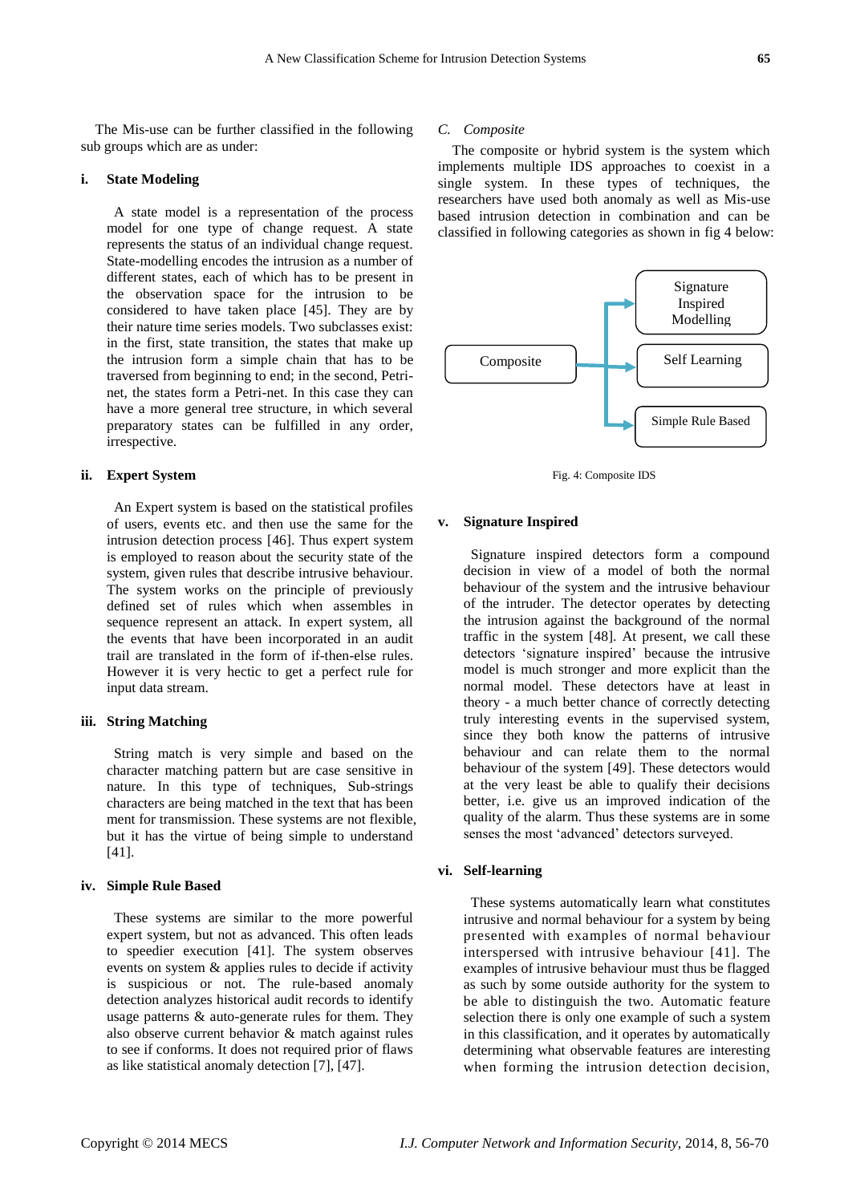The Mis-use can be further classified in the following sub groups which are as under:

#### i. State Modeling

A state model is a representation of the process model for one type of change request. A state represents the status of an individual change request. State-modelling encodes the intrusion as a number of different states, each of which has to be present in the observation space for the intrusion to be considered to have taken place [45]. They are by their nature time series models. Two subclasses exist: in the first, state transition, the states that make up the intrusion form a simple chain that has to be traversed from beginning to end; in the second, Petri-net, the states form a Petri-net. In this case they can have a more general tree structure, in which several preparatory states can be fulfilled in any order, irrespective.

#### ii. Expert System

An Expert system is based on the statistical profiles of users, events etc. and then use the same for the intrusion detection process [46]. Thus expert system is employed to reason about the security state of the system, given rules that describe intrusive behaviour. The system works on the principle of previously defined set of rules which when assembles in sequence represent an attack. In expert system, all the events that have been incorporated in an audit trail are translated in the form of if-then-else rules. However it is very hectic to get a perfect rule for input data stream.

#### iii. String Matching

String match is very simple and based on the character matching pattern but are case sensitive in nature. In this type of techniques, Sub-strings characters are being matched in the text that has been ment for transmission. These systems are not flexible, but it has the virtue of being simple to understand [41].

#### iv. Simple Rule Based

These systems are similar to the more powerful expert system, but not as advanced. This often leads to speedier execution [41]. The system observes events on system & applies rules to decide if activity is suspicious or not. The rule-based anomaly detection analyzes historical audit records to identify usage patterns & auto-generate rules for them. They also observe current behavior & match against rules to see if conforms. It does not required prior of flaws as like statistical anomaly detection [7], [47].

### *C. Composite*

The composite or hybrid system is the system which implements multiple IDS approaches to coexist in a single system. In these types of techniques, the researchers have used both anomaly as well as Mis-use based intrusion detection in combination and can be classified in following categories as shown in fig 4 below:

Composite → Signature Inspired Modelling; Self Learning; Simple Rule Based

Fig. 4: Composite IDS

#### v. Signature Inspired

Signature inspired detectors form a compound decision in view of a model of both the normal behaviour of the system and the intrusive behaviour of the intruder. The detector operates by detecting the intrusion against the background of the normal traffic in the system [48]. At present, we call these detectors 'signature inspired' because the intrusive model is much stronger and more explicit than the normal model. These detectors have at least in theory - a much better chance of correctly detecting truly interesting events in the supervised system, since they both know the patterns of intrusive behaviour and can relate them to the normal behaviour of the system [49]. These detectors would at the very least be able to qualify their decisions better, i.e. give us an improved indication of the quality of the alarm. Thus these systems are in some senses the most 'advanced' detectors surveyed.

#### vi. Self-learning

These systems automatically learn what constitutes intrusive and normal behaviour for a system by being presented with examples of normal behaviour interspersed with intrusive behaviour [41]. The examples of intrusive behaviour must thus be flagged as such by some outside authority for the system to be able to distinguish the two. Automatic feature selection is only one example of such a system in this classification, and it operates by automatically determining what observable features are interesting when forming the intrusion detection decision,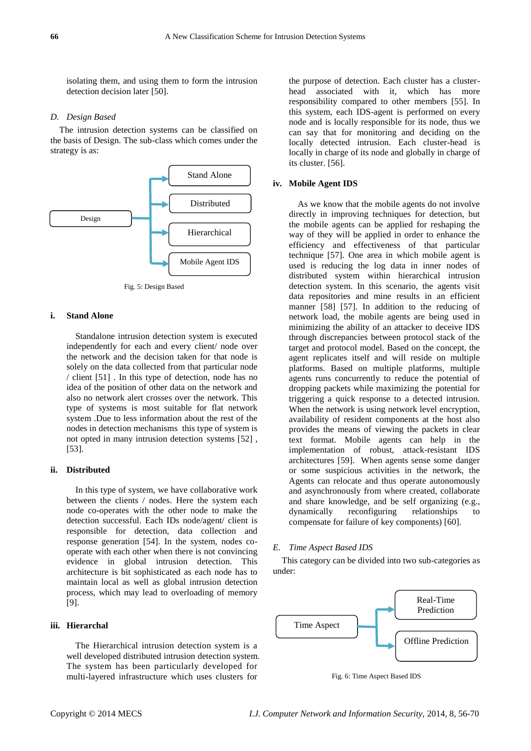isolating them, and using them to form the intrusion detection decision later [50].

### D. *Design Based*

The intrusion detection systems can be classified on the basis of Design. The sub-class which comes under the strategy is as:

Design → Stand Alone, Distributed, Hierarchical, Mobile Agent IDS

Fig. 5: Design Based

#### i. Stand Alone

Standalone intrusion detection system is executed independently for each and every client/ node over the network and the decision taken for that node is solely on the data collected from that particular node / client [51] . In this type of detection, node has no idea of the position of other data on the network and also no network alert crosses over the network. This type of systems is most suitable for flat network system .Due to less information about the rest of the nodes in detection mechanisms this type of system is not opted in many intrusion detection systems [52] , [53].

#### ii. Distributed

In this type of system, we have collaborative work between the clients / nodes. Here the system each node co-operates with the other node to make the detection successful. Each IDs node/agent/ client is responsible for detection, data collection and response generation [54]. In the system, nodes co-operate with each other when there is not convincing evidence in global intrusion detection. This architecture is bit sophisticated as each node has to maintain local as well as global intrusion detection process, which may lead to overloading of memory [9].

#### iii. Hierarchal

The Hierarchical intrusion detection system is a well developed distributed intrusion detection system. The system has been particularly developed for multi-layered infrastructure which uses clusters for the purpose of detection. Each cluster has a cluster-head associated with it, which has more responsibility compared to other members [55]. In this system, each IDS-agent is performed on every node and is locally responsible for its node, thus we can say that for monitoring and deciding on the locally detected intrusion. Each cluster-head is locally in charge of its node and globally in charge of its cluster. [56].

#### iv. Mobile Agent IDS

As we know that the mobile agents do not involve directly in improving techniques for detection, but the mobile agents can be applied for reshaping the way of they will be applied in order to enhance the efficiency and effectiveness of that particular technique [57]. One area in which mobile agent is used is reducing the log data in inner nodes of distributed system within hierarchical intrusion detection system. In this scenario, the agents visit data repositories and mine results in an efficient manner [58] [57]. In addition to the reducing of network load, the mobile agents are being used in minimizing the ability of an attacker to deceive IDS through discrepancies between protocol stack of the target and protocol model. Based on the concept, the agent replicates itself and will reside on multiple platforms. Based on multiple platforms, multiple agents runs concurrently to reduce the potential of dropping packets while maximizing the potential for triggering a quick response to a detected intrusion. When the network is using network level encryption, availability of resident components at the host also provides the means of viewing the packets in clear text format. Mobile agents can help in the implementation of robust, attack-resistant IDS architectures [59]. When agents sense some danger or some suspicious activities in the network, the Agents can relocate and thus operate autonomously and asynchronously from where created, collaborate and share knowledge, and be self organizing (e.g., dynamically reconfiguring relationships to compensate for failure of key components) [60].

### E. *Time Aspect Based IDS*

This category can be divided into two sub-categories as under:

Time Aspect → Real-Time Prediction, Offline Prediction

Fig. 6: Time Aspect Based IDS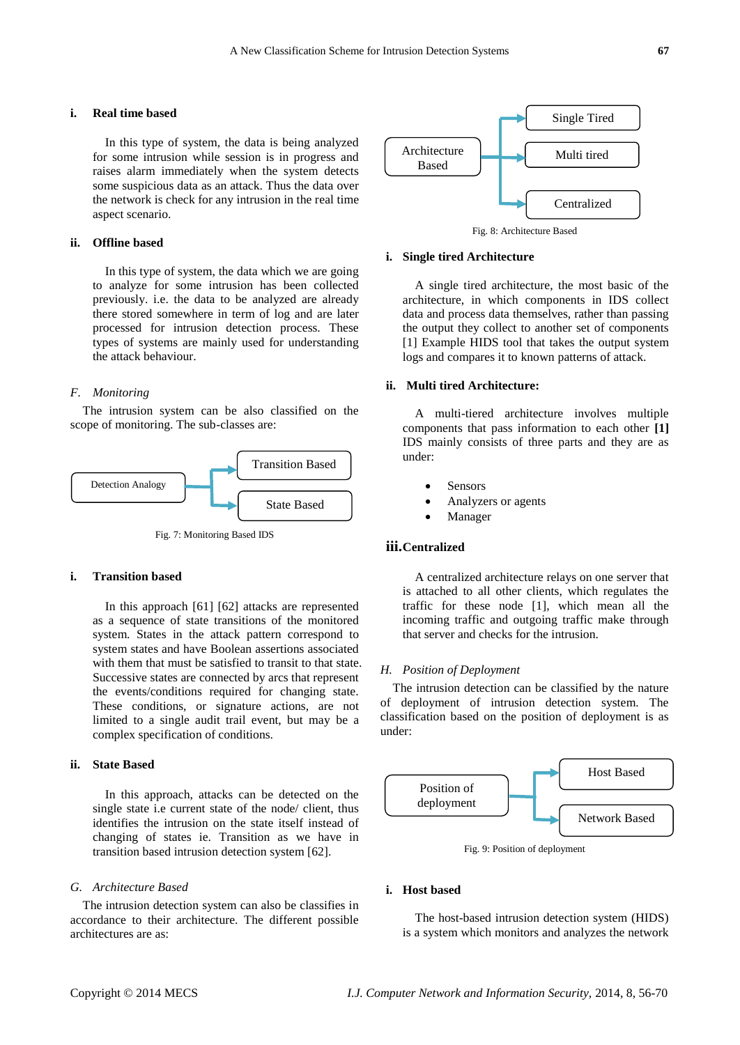#### i. Real time based

In this type of system, the data is being analyzed for some intrusion while session is in progress and raises alarm immediately when the system detects some suspicious data as an attack. Thus the data over the network is check for any intrusion in the real time aspect scenario.

#### ii. Offline based

In this type of system, the data which we are going to analyze for some intrusion has been collected previously. i.e. the data to be analyzed are already there stored somewhere in term of log and are later processed for intrusion detection process. These types of systems are mainly used for understanding the attack behaviour.

### *F. Monitoring*

The intrusion system can be also classified on the scope of monitoring. The sub-classes are:

Detection Analogy → Transition Based, State Based

Fig. 7: Monitoring Based IDS

#### i. Transition based

In this approach [61] [62] attacks are represented as a sequence of state transitions of the monitored system. States in the attack pattern correspond to system states and have Boolean assertions associated with them that must be satisfied to transit to that state. Successive states are connected by arcs that represent the events/conditions required for changing state. These conditions, or signature actions, are not limited to a single audit trail event, but may be a complex specification of conditions.

#### ii. State Based

In this approach, attacks can be detected on the single state i.e current state of the node/ client, thus identifies the intrusion on the state itself instead of changing of states ie. Transition as we have in transition based intrusion detection system [62].

### *G. Architecture Based*

The intrusion detection system can also be classifies in accordance to their architecture. The different possible architectures are as:

Architecture Based → Single Tired, Multi tired, Centralized

Fig. 8: Architecture Based

#### i. Single tired Architecture

A single tired architecture, the most basic of the architecture, in which components in IDS collect data and process data themselves, rather than passing the output they collect to another set of components [1] Example HIDS tool that takes the output system logs and compares it to known patterns of attack.

#### ii. Multi tired Architecture:

A multi-tiered architecture involves multiple components that pass information to each other **[1]** IDS mainly consists of three parts and they are as under:

- Sensors
- Analyzers or agents
- Manager

#### iii. Centralized

A centralized architecture relays on one server that is attached to all other clients, which regulates the traffic for these node [1], which mean all the incoming traffic and outgoing traffic make through that server and checks for the intrusion.

### *H. Position of Deployment*

The intrusion detection can be classified by the nature of deployment of intrusion detection system. The classification based on the position of deployment is as under:

Position of deployment → Host Based, Network Based

Fig. 9: Position of deployment

#### i. Host based

The host-based intrusion detection system (HIDS) is a system which monitors and analyzes the network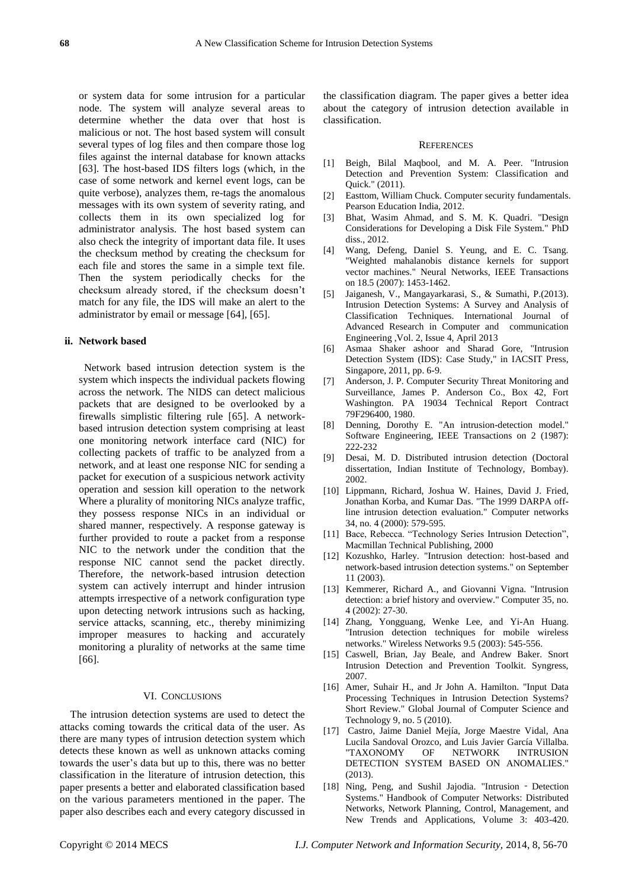or system data for some intrusion for a particular node. The system will analyze several areas to determine whether the data over that host is malicious or not. The host based system will consult several types of log files and then compare those log files against the internal database for known attacks [63]. The host-based IDS filters logs (which, in the case of some network and kernel event logs, can be quite verbose), analyzes them, re-tags the anomalous messages with its own system of severity rating, and collects them in its own specialized log for administrator analysis. The host based system can also check the integrity of important data file. It uses the checksum method by creating the checksum for each file and stores the same in a simple text file. Then the system periodically checks for the checksum already stored, if the checksum doesn't match for any file, the IDS will make an alert to the administrator by email or message [64], [65].

### ii. Network based

Network based intrusion detection system is the system which inspects the individual packets flowing across the network. The NIDS can detect malicious packets that are designed to be overlooked by a firewalls simplistic filtering rule [65]. A network-based intrusion detection system comprising at least one monitoring network interface card (NIC) for collecting packets of traffic to be analyzed from a network, and at least one response NIC for sending a packet for execution of a suspicious network activity operation and session kill operation to the network Where a plurality of monitoring NICs analyze traffic, they possess response NICs in an individual or shared manner, respectively. A response gateway is further provided to route a packet from a response NIC to the network under the condition that the response NIC cannot send the packet directly. Therefore, the network-based intrusion detection system can actively interrupt and hinder intrusion attempts irrespective of a network configuration type upon detecting network intrusions such as hacking, service attacks, scanning, etc., thereby minimizing improper measures to hacking and accurately monitoring a plurality of networks at the same time [66].

## VI. Conclusions

The intrusion detection systems are used to detect the attacks coming towards the critical data of the user. As there are many types of intrusion detection system which detects these known as well as unknown attacks coming towards the user's data but up to this, there was no better classification in the literature of intrusion detection, this paper presents a better and elaborated classification based on the various parameters mentioned in the paper. The paper also describes each and every category discussed in the classification diagram. The paper gives a better idea about the category of intrusion detection available in classification.

## References

[1] Beigh, Bilal Maqbool, and M. A. Peer. "Intrusion Detection and Prevention System: Classification and Quick." (2011).

[2] Easttom, William Chuck. Computer security fundamentals. Pearson Education India, 2012.

[3] Bhat, Wasim Ahmad, and S. M. K. Quadri. "Design Considerations for Developing a Disk File System." PhD diss., 2012.

[4] Wang, Defeng, Daniel S. Yeung, and E. C. Tsang. "Weighted mahalanobis distance kernels for support vector machines." Neural Networks, IEEE Transactions on 18.5 (2007): 1453-1462.

[5] Jaiganesh, V., Mangayarkarasi, S., & Sumathi, P.(2013). Intrusion Detection Systems: A Survey and Analysis of Classification Techniques. International Journal of Advanced Research in Computer and communication Engineering ,Vol. 2, Issue 4, April 2013

[6] Asmaa Shaker ashoor and Sharad Gore, "Intrusion Detection System (IDS): Case Study," in IACSIT Press, Singapore, 2011, pp. 6-9.

[7] Anderson, J. P. Computer Security Threat Monitoring and Surveillance, James P. Anderson Co., Box 42, Fort Washington. PA 19034 Technical Report Contract 79F296400, 1980.

[8] Denning, Dorothy E. "An intrusion-detection model." Software Engineering, IEEE Transactions on 2 (1987): 222-232

[9] Desai, M. D. Distributed intrusion detection (Doctoral dissertation, Indian Institute of Technology, Bombay). 2002.

[10] Lippmann, Richard, Joshua W. Haines, David J. Fried, Jonathan Korba, and Kumar Das. "The 1999 DARPA off-line intrusion detection evaluation." Computer networks 34, no. 4 (2000): 579-595.

[11] Bace, Rebecca. "Technology Series Intrusion Detection", Macmillan Technical Publishing, 2000

[12] Kozushko, Harley. "Intrusion detection: host-based and network-based intrusion detection systems." on September 11 (2003).

[13] Kemmerer, Richard A., and Giovanni Vigna. "Intrusion detection: a brief history and overview." Computer 35, no. 4 (2002): 27-30.

[14] Zhang, Yongguang, Wenke Lee, and Yi-An Huang. "Intrusion detection techniques for mobile wireless networks." Wireless Networks 9.5 (2003): 545-556.

[15] Caswell, Brian, Jay Beale, and Andrew Baker. Snort Intrusion Detection and Prevention Toolkit. Syngress, 2007.

[16] Amer, Suhair H., and Jr John A. Hamilton. "Input Data Processing Techniques in Intrusion Detection Systems? Short Review." Global Journal of Computer Science and Technology 9, no. 5 (2010).

[17] Castro, Jaime Daniel Mejía, Jorge Maestre Vidal, Ana Lucila Sandoval Orozco, and Luis Javier García Villalba. "TAXONOMY OF NETWORK INTRUSION DETECTION SYSTEM BASED ON ANOMALIES." (2013).

[18] Ning, Peng, and Sushil Jajodia. "Intrusion‐Detection Systems." Handbook of Computer Networks: Distributed Networks, Network Planning, Control, Management, and New Trends and Applications, Volume 3: 403-420.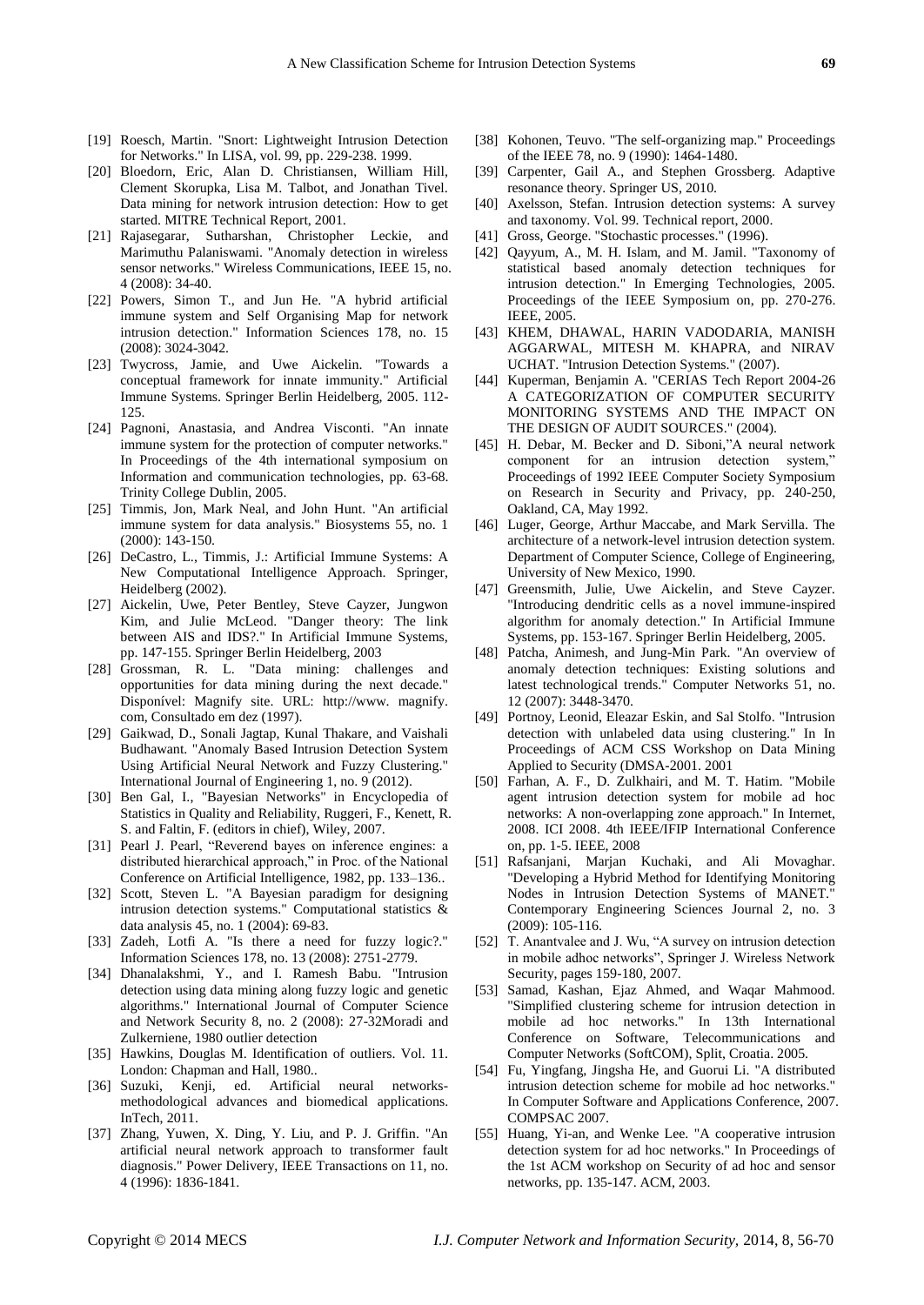[19] Roesch, Martin. "Snort: Lightweight Intrusion Detection for Networks." In LISA, vol. 99, pp. 229-238. 1999.

[20] Bloedorn, Eric, Alan D. Christiansen, William Hill, Clement Skorupka, Lisa M. Talbot, and Jonathan Tivel. Data mining for network intrusion detection: How to get started. MITRE Technical Report, 2001.

[21] Rajasegarar, Sutharshan, Christopher Leckie, and Marimuthu Palaniswami. "Anomaly detection in wireless sensor networks." Wireless Communications, IEEE 15, no. 4 (2008): 34-40.

[22] Powers, Simon T., and Jun He. "A hybrid artificial immune system and Self Organising Map for network intrusion detection." Information Sciences 178, no. 15 (2008): 3024-3042.

[23] Twycross, Jamie, and Uwe Aickelin. "Towards a conceptual framework for innate immunity." Artificial Immune Systems. Springer Berlin Heidelberg, 2005. 112-125.

[24] Pagnoni, Anastasia, and Andrea Visconti. "An innate immune system for the protection of computer networks." In Proceedings of the 4th international symposium on Information and communication technologies, pp. 63-68. Trinity College Dublin, 2005.

[25] Timmis, Jon, Mark Neal, and John Hunt. "An artificial immune system for data analysis." Biosystems 55, no. 1 (2000): 143-150.

[26] DeCastro, L., Timmis, J.: Artificial Immune Systems: A New Computational Intelligence Approach. Springer, Heidelberg (2002).

[27] Aickelin, Uwe, Peter Bentley, Steve Cayzer, Jungwon Kim, and Julie McLeod. "Danger theory: The link between AIS and IDS?." In Artificial Immune Systems, pp. 147-155. Springer Berlin Heidelberg, 2003

[28] Grossman, R. L. "Data mining: challenges and opportunities for data mining during the next decade." Disponível: Magnify site. URL: http://www. magnify. com, Consultado em dez (1997).

[29] Gaikwad, D., Sonali Jagtap, Kunal Thakare, and Vaishali Budhawant. "Anomaly Based Intrusion Detection System Using Artificial Neural Network and Fuzzy Clustering." International Journal of Engineering 1, no. 9 (2012).

[30] Ben Gal, I., "Bayesian Networks" in Encyclopedia of Statistics in Quality and Reliability, Ruggeri, F., Kenett, R. S. and Faltin, F. (editors in chief), Wiley, 2007.

[31] Pearl J. Pearl, "Reverend bayes on inference engines: a distributed hierarchical approach," in Proc. of the National Conference on Artificial Intelligence, 1982, pp. 133–136..

[32] Scott, Steven L. "A Bayesian paradigm for designing intrusion detection systems." Computational statistics & data analysis 45, no. 1 (2004): 69-83.

[33] Zadeh, Lotfi A. "Is there a need for fuzzy logic?." Information Sciences 178, no. 13 (2008): 2751-2779.

[34] Dhanalakshmi, Y., and I. Ramesh Babu. "Intrusion detection using data mining along fuzzy logic and genetic algorithms." International Journal of Computer Science and Network Security 8, no. 2 (2008): 27-32Moradi and Zulkerniene, 1980 outlier detection

[35] Hawkins, Douglas M. Identification of outliers. Vol. 11. London: Chapman and Hall, 1980..

[36] Suzuki, Kenji, ed. Artificial neural networks-methodological advances and biomedical applications. InTech, 2011.

[37] Zhang, Yuwen, X. Ding, Y. Liu, and P. J. Griffin. "An artificial neural network approach to transformer fault diagnosis." Power Delivery, IEEE Transactions on 11, no. 4 (1996): 1836-1841.

[38] Kohonen, Teuvo. "The self-organizing map." Proceedings of the IEEE 78, no. 9 (1990): 1464-1480.

[39] Carpenter, Gail A., and Stephen Grossberg. Adaptive resonance theory. Springer US, 2010.

[40] Axelsson, Stefan. Intrusion detection systems: A survey and taxonomy. Vol. 99. Technical report, 2000.

[41] Gross, George. "Stochastic processes." (1996).

[42] Qayyum, A., M. H. Islam, and M. Jamil. "Taxonomy of statistical based anomaly detection techniques for intrusion detection." In Emerging Technologies, 2005. Proceedings of the IEEE Symposium on, pp. 270-276. IEEE, 2005.

[43] KHEM, DHAWAL, HARIN VADODARIA, MANISH AGGARWAL, MITESH M. KHAPRA, and NIRAV UCHAT. "Intrusion Detection Systems." (2007).

[44] Kuperman, Benjamin A. "CERIAS Tech Report 2004-26 A CATEGORIZATION OF COMPUTER SECURITY MONITORING SYSTEMS AND THE IMPACT ON THE DESIGN OF AUDIT SOURCES." (2004).

[45] H. Debar, M. Becker and D. Siboni,"A neural network component for an intrusion detection system," Proceedings of 1992 IEEE Computer Society Symposium on Research in Security and Privacy, pp. 240-250, Oakland, CA, May 1992.

[46] Luger, George, Arthur Maccabe, and Mark Servilla. The architecture of a network-level intrusion detection system. Department of Computer Science, College of Engineering, University of New Mexico, 1990.

[47] Greensmith, Julie, Uwe Aickelin, and Steve Cayzer. "Introducing dendritic cells as a novel immune-inspired algorithm for anomaly detection." In Artificial Immune Systems, pp. 153-167. Springer Berlin Heidelberg, 2005.

[48] Patcha, Animesh, and Jung-Min Park. "An overview of anomaly detection techniques: Existing solutions and latest technological trends." Computer Networks 51, no. 12 (2007): 3448-3470.

[49] Portnoy, Leonid, Eleazar Eskin, and Sal Stolfo. "Intrusion detection with unlabeled data using clustering." In In Proceedings of ACM CSS Workshop on Data Mining Applied to Security (DMSA-2001. 2001

[50] Farhan, A. F., D. Zulkhairi, and M. T. Hatim. "Mobile agent intrusion detection system for mobile ad hoc networks: A non-overlapping zone approach." In Internet, 2008. ICI 2008. 4th IEEE/IFIP International Conference on, pp. 1-5. IEEE, 2008

[51] Rafsanjani, Marjan Kuchaki, and Ali Movaghar. "Developing a Hybrid Method for Identifying Monitoring Nodes in Intrusion Detection Systems of MANET." Contemporary Engineering Sciences Journal 2, no. 3 (2009): 105-116.

[52] T. Anantvalee and J. Wu, "A survey on intrusion detection in mobile adhoc networks", Springer J. Wireless Network Security, pages 159-180, 2007.

[53] Samad, Kashan, Ejaz Ahmed, and Waqar Mahmood. "Simplified clustering scheme for intrusion detection in mobile ad hoc networks." In 13th International Conference on Software, Telecommunications and Computer Networks (SoftCOM), Split, Croatia. 2005.

[54] Fu, Yingfang, Jingsha He, and Guorui Li. "A distributed intrusion detection scheme for mobile ad hoc networks." In Computer Software and Applications Conference, 2007. COMPSAC 2007.

[55] Huang, Yi-an, and Wenke Lee. "A cooperative intrusion detection system for ad hoc networks." In Proceedings of the 1st ACM workshop on Security of ad hoc and sensor networks, pp. 135-147. ACM, 2003.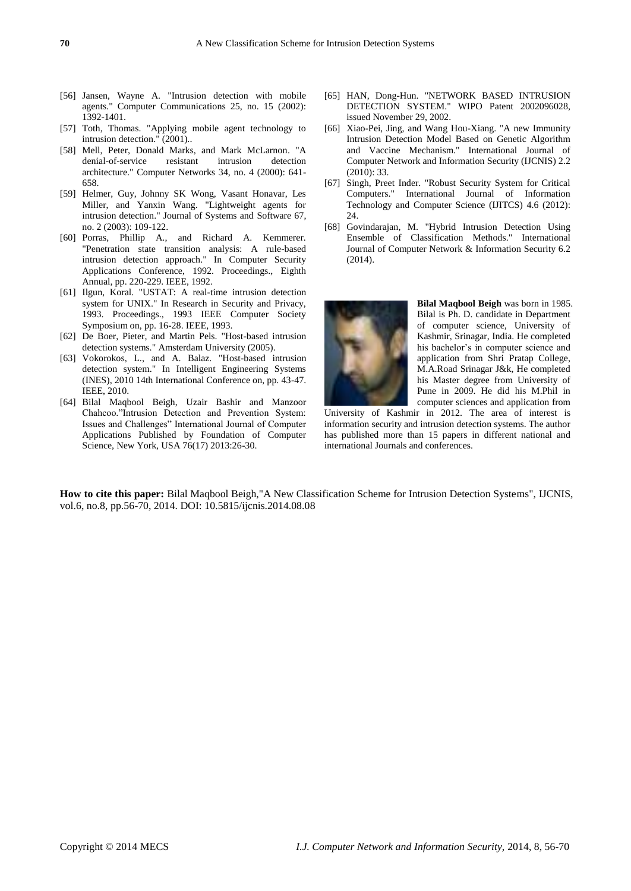[56] Jansen, Wayne A. "Intrusion detection with mobile agents." Computer Communications 25, no. 15 (2002): 1392-1401.

[57] Toth, Thomas. "Applying mobile agent technology to intrusion detection." (2001)..

[58] Mell, Peter, Donald Marks, and Mark McLarnon. "A denial-of-service resistant intrusion detection architecture." Computer Networks 34, no. 4 (2000): 641-658.

[59] Helmer, Guy, Johnny SK Wong, Vasant Honavar, Les Miller, and Yanxin Wang. "Lightweight agents for intrusion detection." Journal of Systems and Software 67, no. 2 (2003): 109-122.

[60] Porras, Phillip A., and Richard A. Kemmerer. "Penetration state transition analysis: A rule-based intrusion detection approach." In Computer Security Applications Conference, 1992. Proceedings., Eighth Annual, pp. 220-229. IEEE, 1992.

[61] Ilgun, Koral. "USTAT: A real-time intrusion detection system for UNIX." In Research in Security and Privacy, 1993. Proceedings., 1993 IEEE Computer Society Symposium on, pp. 16-28. IEEE, 1993.

[62] De Boer, Pieter, and Martin Pels. "Host-based intrusion detection systems." Amsterdam University (2005).

[63] Vokorokos, L., and A. Balaz. "Host-based intrusion detection system." In Intelligent Engineering Systems (INES), 2010 14th International Conference on, pp. 43-47. IEEE, 2010.

[64] Bilal Maqbool Beigh, Uzair Bashir and Manzoor Chahcoo."Intrusion Detection and Prevention System: Issues and Challenges" International Journal of Computer Applications Published by Foundation of Computer Science, New York, USA 76(17) 2013:26-30.

[65] HAN, Dong-Hun. "NETWORK BASED INTRUSION DETECTION SYSTEM." WIPO Patent 2002096028, issued November 29, 2002.

[66] Xiao-Pei, Jing, and Wang Hou-Xiang. "A new Immunity Intrusion Detection Model Based on Genetic Algorithm and Vaccine Mechanism." International Journal of Computer Network and Information Security (IJCNIS) 2.2 (2010): 33.

[67] Singh, Preet Inder. "Robust Security System for Critical Computers." International Journal of Information Technology and Computer Science (IJITCS) 4.6 (2012): 24.

[68] Govindarajan, M. "Hybrid Intrusion Detection Using Ensemble of Classification Methods." International Journal of Computer Network & Information Security 6.2 (2014).

**Bilal Maqbool Beigh** was born in 1985. Bilal is Ph. D. candidate in Department of computer science, University of Kashmir, Srinagar, India. He completed his bachelor's in computer science and application from Shri Pratap College, M.A.Road Srinagar J&k, He completed his Master degree from University of Pune in 2009. He did his M.Phil in computer sciences and application from University of Kashmir in 2012. The area of interest is information security and intrusion detection systems. The author has published more than 15 papers in different national and international Journals and conferences.

**How to cite this paper:** Bilal Maqbool Beigh,"A New Classification Scheme for Intrusion Detection Systems", IJCNIS, vol.6, no.8, pp.56-70, 2014. DOI: 10.5815/ijcnis.2014.08.08